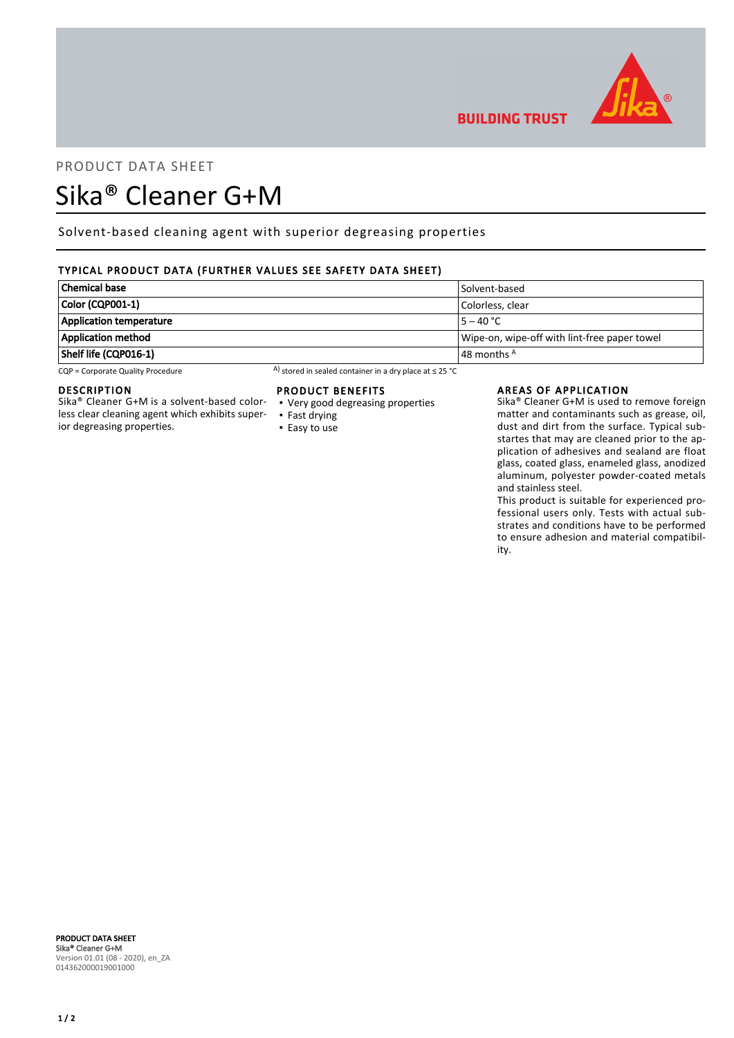PRODUCT DATA SHEET

# Sika® Cleaner G+M

Solvent-based cleaning agent with superior degreasing properties

## TYPICAL PRODUCT DATA (FURTHER VALUES SEE SAFETY DATA SHEET)

| | |
|---|---|
| **Chemical base** | Solvent-based |
| **Color (CQP001-1)** | Colorless, clear |
| **Application temperature** | 5 – 40 °C |
| **Application method** | Wipe-on, wipe-off with lint-free paper towel |
| **Shelf life (CQP016-1)** | 48 months [A] |

CQP = Corporate Quality Procedure

A) stored in sealed container in a dry place at ≤ 25 °C

## DESCRIPTION

Sika® Cleaner G+M is a solvent-based colorless clear cleaning agent which exhibits superior degreasing properties.

## PRODUCT BENEFITS

- Very good degreasing properties
- Fast drying
- Easy to use

## AREAS OF APPLICATION

Sika® Cleaner G+M is used to remove foreign matter and contaminants such as grease, oil, dust and dirt from the surface. Typical substartes that may are cleaned prior to the application of adhesives and sealand are float glass, coated glass, enameled glass, anodized aluminum, polyester powder-coated metals and stainless steel.

This product is suitable for experienced professional users only. Tests with actual substrates and conditions have to be performed to ensure adhesion and material compatibility.

**PRODUCT DATA SHEET**
**Sika® Cleaner G+M**
Version 01.01 (08 - 2020), en_ZA
014362000019001000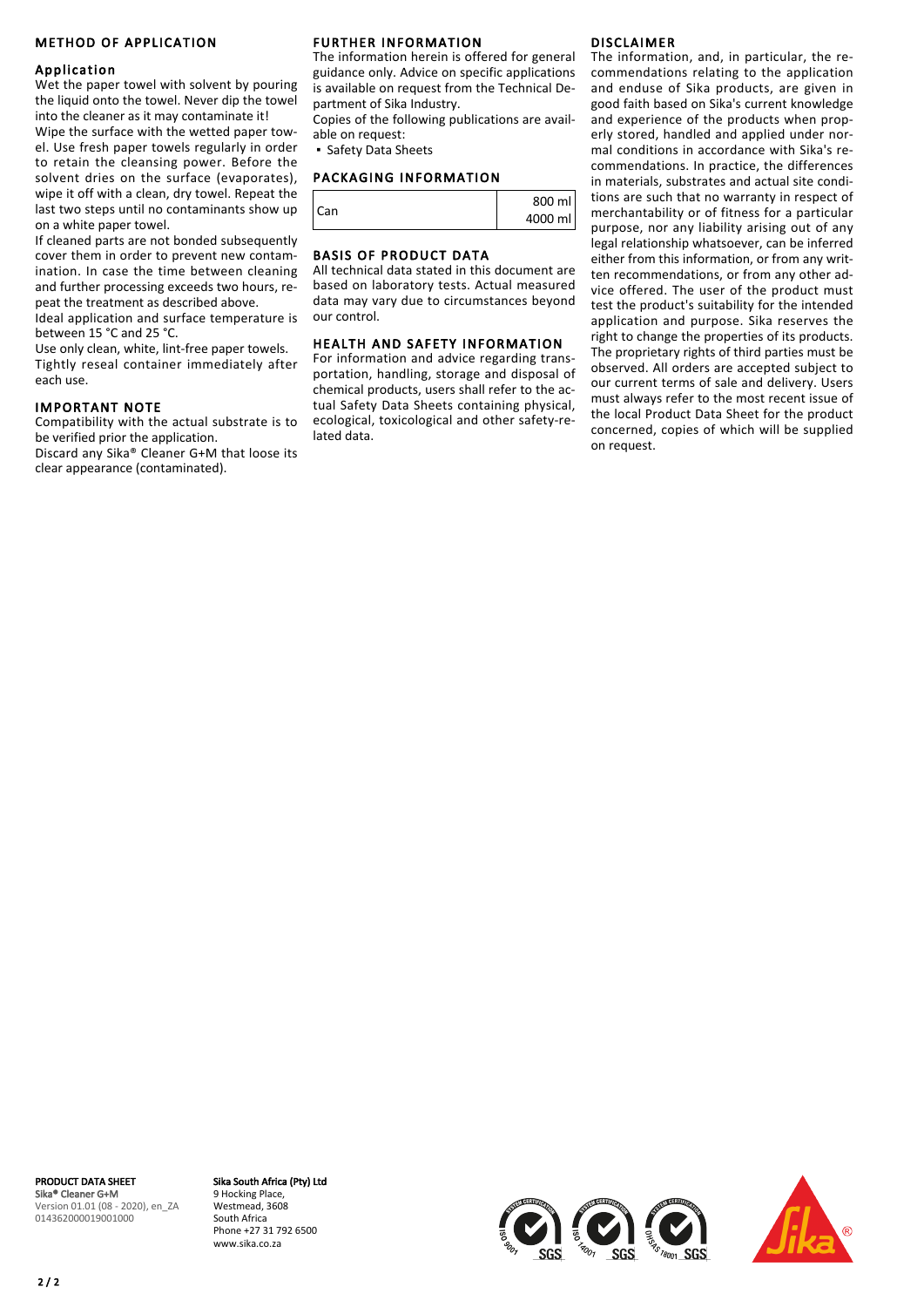## METHOD OF APPLICATION

### Application

Wet the paper towel with solvent by pouring the liquid onto the towel. Never dip the towel into the cleaner as it may contaminate it!

Wipe the surface with the wetted paper towel. Use fresh paper towels regularly in order to retain the cleansing power. Before the solvent dries on the surface (evaporates), wipe it off with a clean, dry towel. Repeat the last two steps until no contaminants show up on a white paper towel.

If cleaned parts are not bonded subsequently cover them in order to prevent new contamination. In case the time between cleaning and further processing exceeds two hours, repeat the treatment as described above.

Ideal application and surface temperature is between 15 °C and 25 °C.

Use only clean, white, lint-free paper towels.

Tightly reseal container immediately after each use.

## IMPORTANT NOTE

Compatibility with the actual substrate is to be verified prior the application.

Discard any Sika® Cleaner G+M that loose its clear appearance (contaminated).

## FURTHER INFORMATION

The information herein is offered for general guidance only. Advice on specific applications is available on request from the Technical Department of Sika Industry.

Copies of the following publications are available on request:

- Safety Data Sheets

## PACKAGING INFORMATION

| | |
|---|---|
| Can | 800 ml<br>4000 ml |

## BASIS OF PRODUCT DATA

All technical data stated in this document are based on laboratory tests. Actual measured data may vary due to circumstances beyond our control.

## HEALTH AND SAFETY INFORMATION

For information and advice regarding transportation, handling, storage and disposal of chemical products, users shall refer to the actual Safety Data Sheets containing physical, ecological, toxicological and other safety-related data.

## DISCLAIMER

The information, and, in particular, the recommendations relating to the application and enduse of Sika products, are given in good faith based on Sika's current knowledge and experience of the products when properly stored, handled and applied under normal conditions in accordance with Sika's recommendations. In practice, the differences in materials, substrates and actual site conditions are such that no warranty in respect of merchantability or of fitness for a particular purpose, nor any liability arising out of any legal relationship whatsoever, can be inferred either from this information, or from any written recommendations, or from any other advice offered. The user of the product must test the product's suitability for the intended application and purpose. Sika reserves the right to change the properties of its products. The proprietary rights of third parties must be observed. All orders are accepted subject to our current terms of sale and delivery. Users must always refer to the most recent issue of the local Product Data Sheet for the product concerned, copies of which will be supplied on request.

**PRODUCT DATA SHEET**
**Sika® Cleaner G+M**
Version 01.01 (08 - 2020), en_ZA
014362000019001000

**Sika South Africa (Pty) Ltd**
9 Hocking Place,
Westmead, 3608
South Africa
Phone +27 31 792 6500
www.sika.co.za